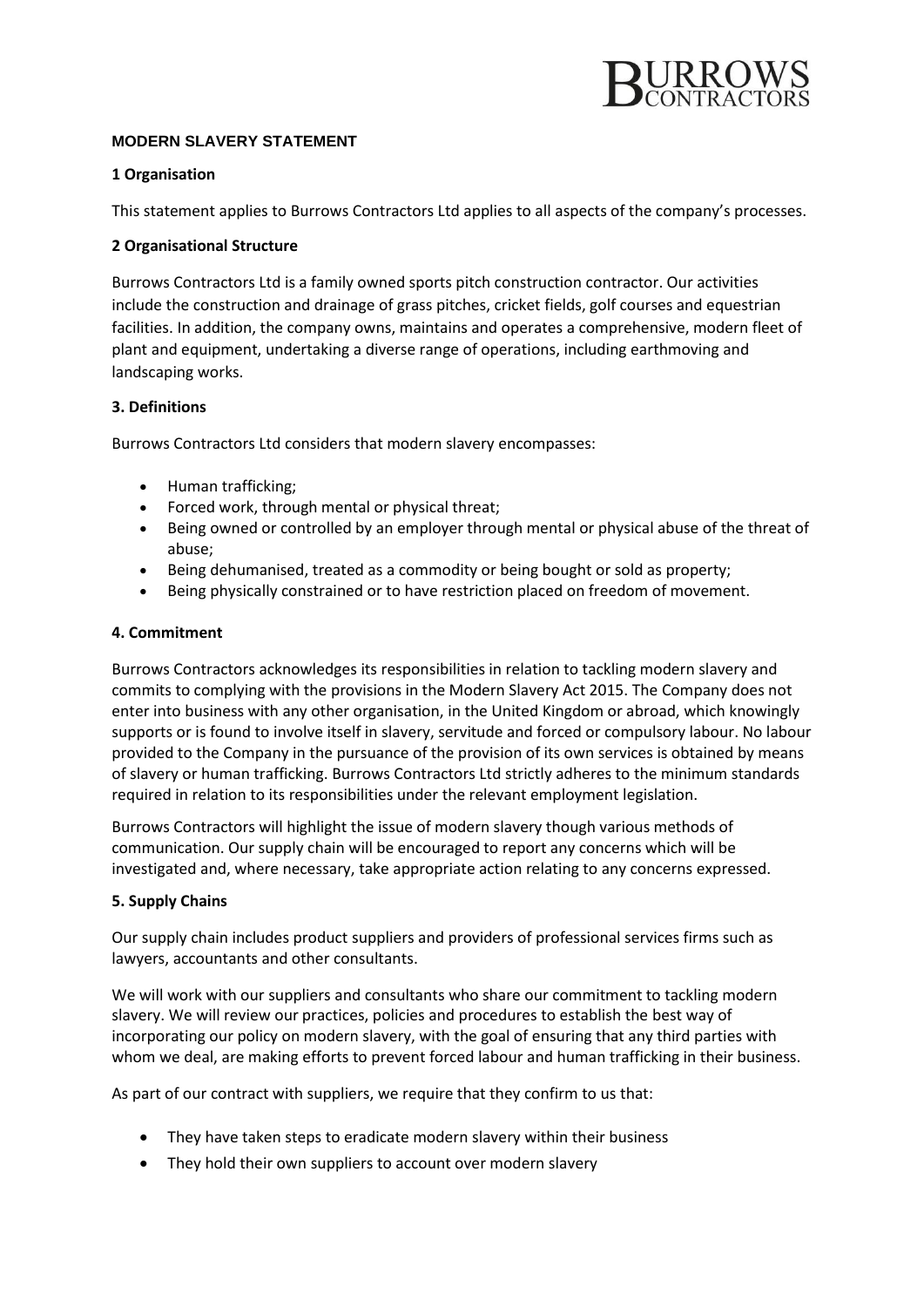**MODERN SLAVERY STATEMENT**

**1 Organisation**

This statement applies to Burrows Contractors Ltd applies to all aspects of the company's processes.

**2 Organisational Structure**

Burrows Contractors Ltd is a family owned sports pitch construction contractor. Our activities include the construction and drainage of grass pitches, cricket fields, golf courses and equestrian facilities. In addition, the company owns, maintains and operates a comprehensive, modern fleet of plant and equipment, undertaking a diverse range of operations, including earthmoving and landscaping works.

**3. Definitions**

Burrows Contractors Ltd considers that modern slavery encompasses:

- Human trafficking;
- Forced work, through mental or physical threat;
- Being owned or controlled by an employer through mental or physical abuse of the threat of abuse;
- Being dehumanised, treated as a commodity or being bought or sold as property;
- Being physically constrained or to have restriction placed on freedom of movement.

**4. Commitment**

Burrows Contractors acknowledges its responsibilities in relation to tackling modern slavery and commits to complying with the provisions in the Modern Slavery Act 2015. The Company does not enter into business with any other organisation, in the United Kingdom or abroad, which knowingly supports or is found to involve itself in slavery, servitude and forced or compulsory labour. No labour provided to the Company in the pursuance of the provision of its own services is obtained by means of slavery or human trafficking. Burrows Contractors Ltd strictly adheres to the minimum standards required in relation to its responsibilities under the relevant employment legislation.

Burrows Contractors will highlight the issue of modern slavery though various methods of communication. Our supply chain will be encouraged to report any concerns which will be investigated and, where necessary, take appropriate action relating to any concerns expressed.

**5. Supply Chains**

Our supply chain includes product suppliers and providers of professional services firms such as lawyers, accountants and other consultants.

We will work with our suppliers and consultants who share our commitment to tackling modern slavery. We will review our practices, policies and procedures to establish the best way of incorporating our policy on modern slavery, with the goal of ensuring that any third parties with whom we deal, are making efforts to prevent forced labour and human trafficking in their business.

As part of our contract with suppliers, we require that they confirm to us that:

- They have taken steps to eradicate modern slavery within their business
- They hold their own suppliers to account over modern slavery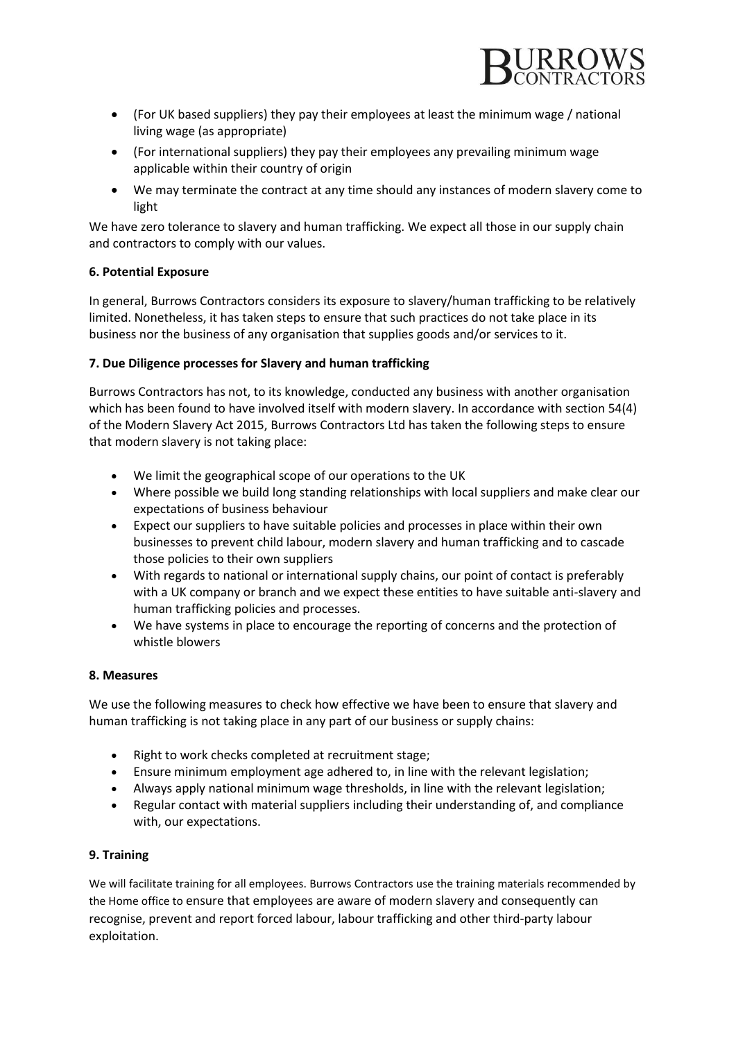- (For UK based suppliers) they pay their employees at least the minimum wage / national living wage (as appropriate)
- (For international suppliers) they pay their employees any prevailing minimum wage applicable within their country of origin
- We may terminate the contract at any time should any instances of modern slavery come to light

We have zero tolerance to slavery and human trafficking. We expect all those in our supply chain and contractors to comply with our values.

**6. Potential Exposure**

In general, Burrows Contractors considers its exposure to slavery/human trafficking to be relatively limited. Nonetheless, it has taken steps to ensure that such practices do not take place in its business nor the business of any organisation that supplies goods and/or services to it.

**7. Due Diligence processes for Slavery and human trafficking**

Burrows Contractors has not, to its knowledge, conducted any business with another organisation which has been found to have involved itself with modern slavery. In accordance with section 54(4) of the Modern Slavery Act 2015, Burrows Contractors Ltd has taken the following steps to ensure that modern slavery is not taking place:

- We limit the geographical scope of our operations to the UK
- Where possible we build long standing relationships with local suppliers and make clear our expectations of business behaviour
- Expect our suppliers to have suitable policies and processes in place within their own businesses to prevent child labour, modern slavery and human trafficking and to cascade those policies to their own suppliers
- With regards to national or international supply chains, our point of contact is preferably with a UK company or branch and we expect these entities to have suitable anti-slavery and human trafficking policies and processes.
- We have systems in place to encourage the reporting of concerns and the protection of whistle blowers

**8. Measures**

We use the following measures to check how effective we have been to ensure that slavery and human trafficking is not taking place in any part of our business or supply chains:

- Right to work checks completed at recruitment stage;
- Ensure minimum employment age adhered to, in line with the relevant legislation;
- Always apply national minimum wage thresholds, in line with the relevant legislation;
- Regular contact with material suppliers including their understanding of, and compliance with, our expectations.

**9. Training**

We will facilitate training for all employees. Burrows Contractors use the training materials recommended by the Home office to ensure that employees are aware of modern slavery and consequently can recognise, prevent and report forced labour, labour trafficking and other third-party labour exploitation.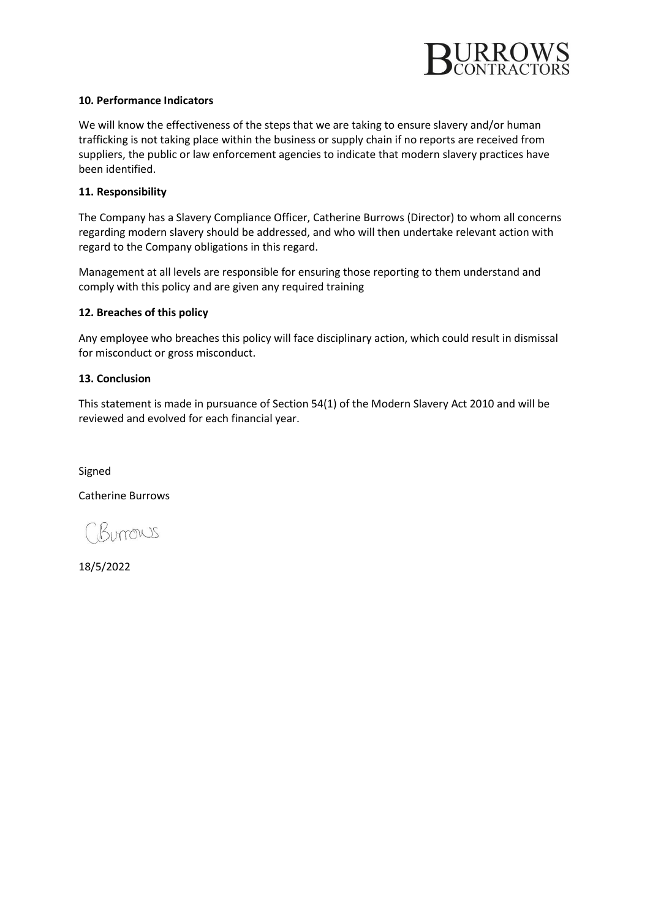**10. Performance Indicators**

We will know the effectiveness of the steps that we are taking to ensure slavery and/or human trafficking is not taking place within the business or supply chain if no reports are received from suppliers, the public or law enforcement agencies to indicate that modern slavery practices have been identified.

**11. Responsibility**

The Company has a Slavery Compliance Officer, Catherine Burrows (Director) to whom all concerns regarding modern slavery should be addressed, and who will then undertake relevant action with regard to the Company obligations in this regard.

Management at all levels are responsible for ensuring those reporting to them understand and comply with this policy and are given any required training

**12. Breaches of this policy**

Any employee who breaches this policy will face disciplinary action, which could result in dismissal for misconduct or gross misconduct.

**13. Conclusion**

This statement is made in pursuance of Section 54(1) of the Modern Slavery Act 2010 and will be reviewed and evolved for each financial year.

Signed

Catherine Burrows

CBurrows

18/5/2022